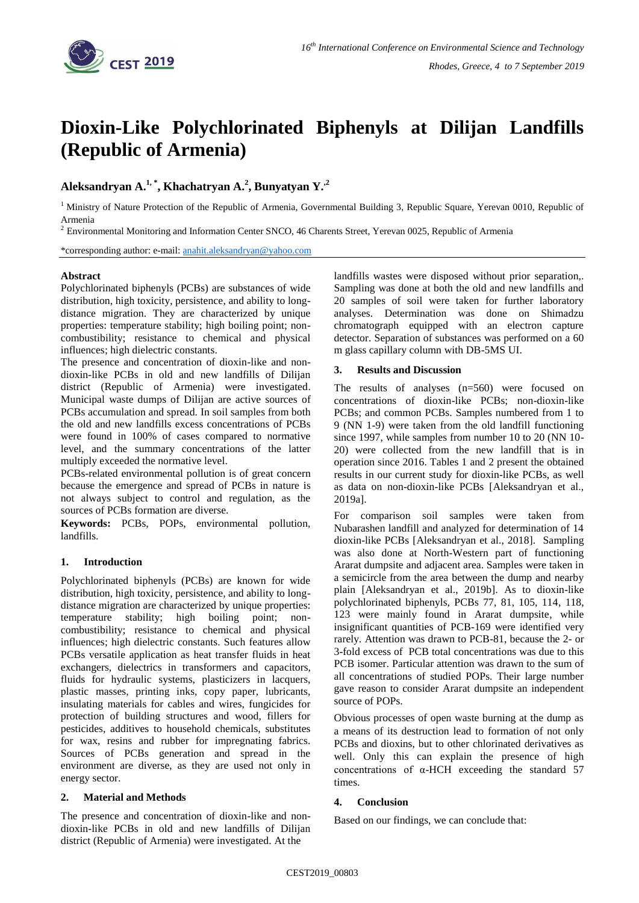# Dioxin-Like Polychlorinated Biphenyls at Dilijan Landfills (Republic of Armenia)

**Aleksandryan A.[1,*], Khachatryan A.[2], Bunyatyan Y.[2]**

[1] Ministry of Nature Protection of the Republic of Armenia, Governmental Building 3, Republic Square, Yerevan 0010, Republic of Armenia

[2] Environmental Monitoring and Information Center SNCO, 46 Charents Street, Yerevan 0025, Republic of Armenia

*corresponding author: e-mail: anahit.aleksandryan@yahoo.com

## Abstract

Polychlorinated biphenyls (PCBs) are substances of wide distribution, high toxicity, persistence, and ability to long-distance migration. They are characterized by unique properties: temperature stability; high boiling point; non-combustibility; resistance to chemical and physical influences; high dielectric constants.

The presence and concentration of dioxin-like and non-dioxin-like PCBs in old and new landfills of Dilijan district (Republic of Armenia) were investigated. Municipal waste dumps of Dilijan are active sources of PCBs accumulation and spread. In soil samples from both the old and new landfills excess concentrations of PCBs were found in 100% of cases compared to normative level, and the summary concentrations of the latter multiply exceeded the normative level.

PCBs-related environmental pollution is of great concern because the emergence and spread of PCBs in nature is not always subject to control and regulation, as the sources of PCBs formation are diverse.

**Keywords:** PCBs, POPs, environmental pollution, landfills.

## 1. Introduction

Polychlorinated biphenyls (PCBs) are known for wide distribution, high toxicity, persistence, and ability to long-distance migration are characterized by unique properties: temperature stability; high boiling point; non-combustibility; resistance to chemical and physical influences; high dielectric constants. Such features allow PCBs versatile application as heat transfer fluids in heat exchangers, dielectrics in transformers and capacitors, fluids for hydraulic systems, plasticizers in lacquers, plastic masses, printing inks, copy paper, lubricants, insulating materials for cables and wires, fungicides for protection of building structures and wood, fillers for pesticides, additives to household chemicals, substitutes for wax, resins and rubber for impregnating fabrics. Sources of PCBs generation and spread in the environment are diverse, as they are used not only in energy sector.

## 2. Material and Methods

The presence and concentration of dioxin-like and non-dioxin-like PCBs in old and new landfills of Dilijan district (Republic of Armenia) were investigated. At the landfills wastes were disposed without prior separation,. Sampling was done at both the old and new landfills and 20 samples of soil were taken for further laboratory analyses. Determination was done on Shimadzu chromatograph equipped with an electron capture detector. Separation of substances was performed on a 60 m glass capillary column with DB-5MS UI.

## 3. Results and Discussion

The results of analyses (n=560) were focused on concentrations of dioxin-like PCBs; non-dioxin-like PCBs; and common PCBs. Samples numbered from 1 to 9 (NN 1-9) were taken from the old landfill functioning since 1997, while samples from number 10 to 20 (NN 10-20) were collected from the new landfill that is in operation since 2016. Tables 1 and 2 present the obtained results in our current study for dioxin-like PCBs, as well as data on non-dioxin-like PCBs [Aleksandryan et al., 2019a].

For comparison soil samples were taken from Nubarashen landfill and analyzed for determination of 14 dioxin-like PCBs [Aleksandryan et al., 2018]. Sampling was also done at North-Western part of functioning Ararat dumpsite and adjacent area. Samples were taken in a semicircle from the area between the dump and nearby plain [Aleksandryan et al., 2019b]. As to dioxin-like polychlorinated biphenyls, PCBs 77, 81, 105, 114, 118, 123 were mainly found in Ararat dumpsite, while insignificant quantities of PCB-169 were identified very rarely. Attention was drawn to PCB-81, because the 2- or 3-fold excess of PCB total concentrations was due to this PCB isomer. Particular attention was drawn to the sum of all concentrations of studied POPs. Their large number gave reason to consider Ararat dumpsite an independent source of POPs.

Obvious processes of open waste burning at the dump as a means of its destruction lead to formation of not only PCBs and dioxins, but to other chlorinated derivatives as well. Only this can explain the presence of high concentrations of α-HCH exceeding the standard 57 times.

## 4. Conclusion

Based on our findings, we can conclude that: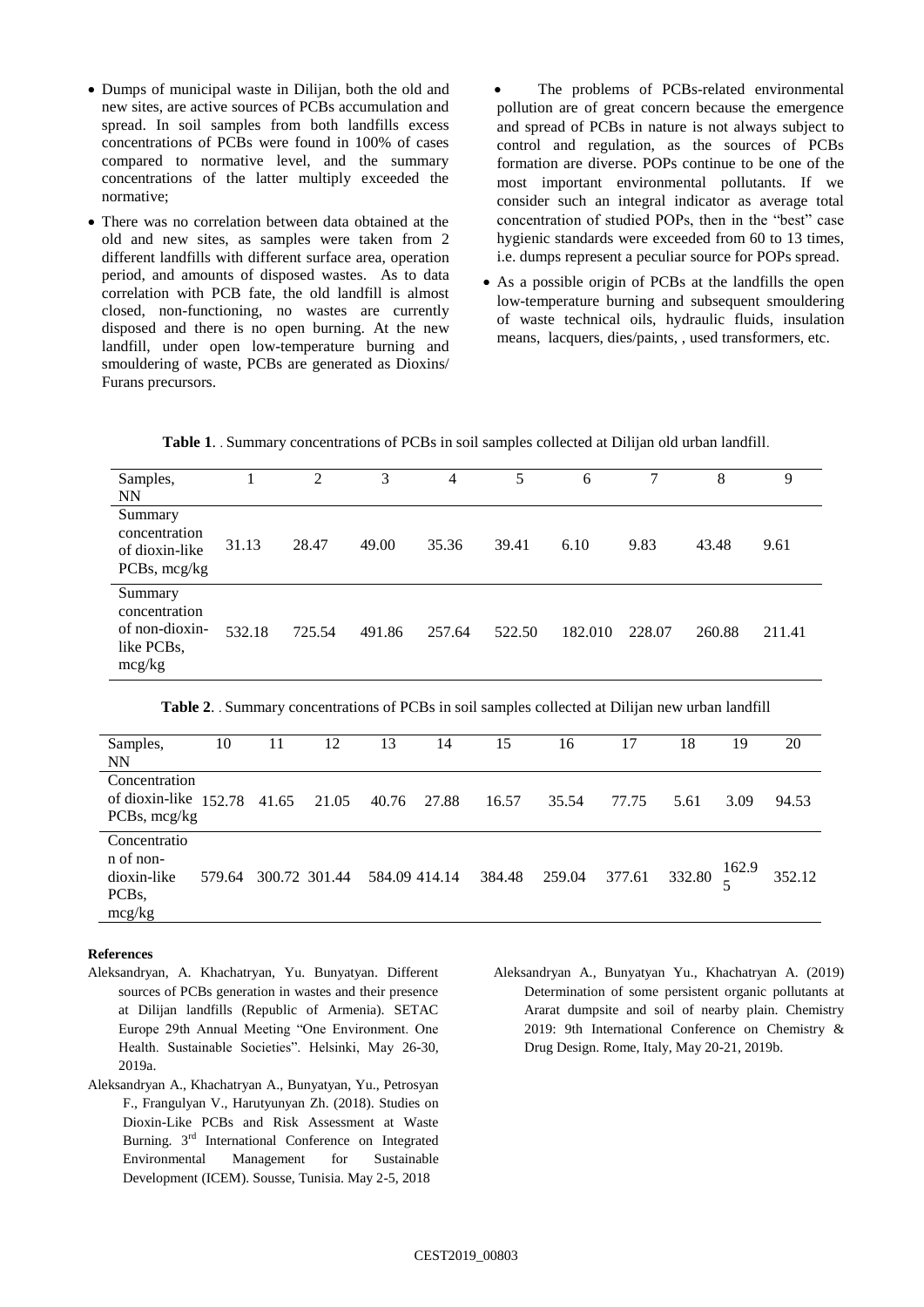- Dumps of municipal waste in Dilijan, both the old and new sites, are active sources of PCBs accumulation and spread. In soil samples from both landfills excess concentrations of PCBs were found in 100% of cases compared to normative level, and the summary concentrations of the latter multiply exceeded the normative;
- There was no correlation between data obtained at the old and new sites, as samples were taken from 2 different landfills with different surface area, operation period, and amounts of disposed wastes. As to data correlation with PCB fate, the old landfill is almost closed, non-functioning, no wastes are currently disposed and there is no open burning. At the new landfill, under open low-temperature burning and smouldering of waste, PCBs are generated as Dioxins/ Furans precursors.
- The problems of PCBs-related environmental pollution are of great concern because the emergence and spread of PCBs in nature is not always subject to control and regulation, as the sources of PCBs formation are diverse. POPs continue to be one of the most important environmental pollutants. If we consider such an integral indicator as average total concentration of studied POPs, then in the "best" case hygienic standards were exceeded from 60 to 13 times, i.e. dumps represent a peculiar source for POPs spread.
- As a possible origin of PCBs at the landfills the open low-temperature burning and subsequent smouldering of waste technical oils, hydraulic fluids, insulation means, lacquers, dies/paints, , used transformers, etc.

**Table 1**. . Summary concentrations of PCBs in soil samples collected at Dilijan old urban landfill.

| Samples, NN | 1 | 2 | 3 | 4 | 5 | 6 | 7 | 8 | 9 |
|---|---|---|---|---|---|---|---|---|---|
| Summary concentration of dioxin-like PCBs, mcg/kg | 31.13 | 28.47 | 49.00 | 35.36 | 39.41 | 6.10 | 9.83 | 43.48 | 9.61 |
| Summary concentration of non-dioxin-like PCBs, mcg/kg | 532.18 | 725.54 | 491.86 | 257.64 | 522.50 | 182.010 | 228.07 | 260.88 | 211.41 |

**Table 2**. . Summary concentrations of PCBs in soil samples collected at Dilijan new urban landfill

| Samples, NN | 10 | 11 | 12 | 13 | 14 | 15 | 16 | 17 | 18 | 19 | 20 |
|---|---|---|---|---|---|---|---|---|---|---|---|
| Concentration of dioxin-like PCBs, mcg/kg | 152.78 | 41.65 | 21.05 | 40.76 | 27.88 | 16.57 | 35.54 | 77.75 | 5.61 | 3.09 | 94.53 |
| Concentration of non-dioxin-like PCBs, mcg/kg | 579.64 | 300.72 | 301.44 | 584.09 | 414.14 | 384.48 | 259.04 | 377.61 | 332.80 | 162.95 | 352.12 |

## References

Aleksandryan, A. Khachatryan, Yu. Bunyatyan. Different sources of PCBs generation in wastes and their presence at Dilijan landfills (Republic of Armenia). SETAC Europe 29th Annual Meeting "One Environment. One Health. Sustainable Societies". Helsinki, May 26-30, 2019a.

Aleksandryan A., Khachatryan A., Bunyatyan, Yu., Petrosyan F., Frangulyan V., Harutyunyan Zh. (2018). Studies on Dioxin-Like PCBs and Risk Assessment at Waste Burning. 3rd International Conference on Integrated Environmental Management for Sustainable Development (ICEM). Sousse, Tunisia. May 2-5, 2018

Aleksandryan A., Bunyatyan Yu., Khachatryan A. (2019) Determination of some persistent organic pollutants at Ararat dumpsite and soil of nearby plain. Chemistry 2019: 9th International Conference on Chemistry & Drug Design. Rome, Italy, May 20-21, 2019b.